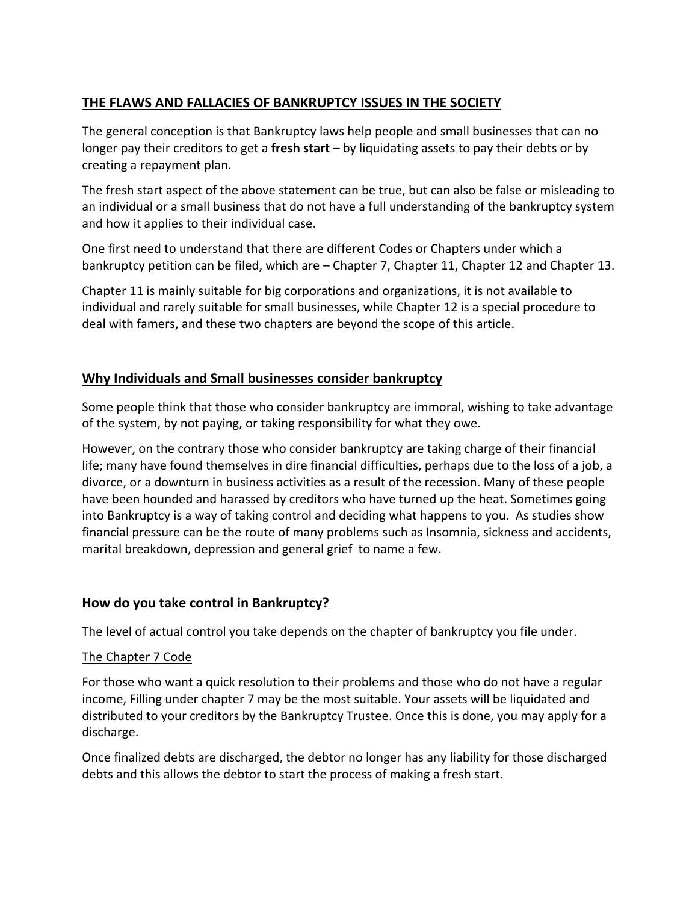## THE FLAWS AND FALLACIES OF BANKRUPTCY ISSUES IN THE SOCIETY

The general conception is that Bankruptcy laws help people and small businesses that can no longer pay their creditors to get a **fresh start** – by liquidating assets to pay their debts or by creating a repayment plan.

The fresh start aspect of the above statement can be true, but can also be false or misleading to an individual or a small business that do not have a full understanding of the bankruptcy system and how it applies to their individual case.

One first need to understand that there are different Codes or Chapters under which a bankruptcy petition can be filed, which are – Chapter 7, Chapter 11, Chapter 12 and Chapter 13.

Chapter 11 is mainly suitable for big corporations and organizations, it is not available to individual and rarely suitable for small businesses, while Chapter 12 is a special procedure to deal with famers, and these two chapters are beyond the scope of this article.

## Why Individuals and Small businesses consider bankruptcy

Some people think that those who consider bankruptcy are immoral, wishing to take advantage of the system, by not paying, or taking responsibility for what they owe.

However, on the contrary those who consider bankruptcy are taking charge of their financial life; many have found themselves in dire financial difficulties, perhaps due to the loss of a job, a divorce, or a downturn in business activities as a result of the recession. Many of these people have been hounded and harassed by creditors who have turned up the heat. Sometimes going into Bankruptcy is a way of taking control and deciding what happens to you. As studies show financial pressure can be the route of many problems such as Insomnia, sickness and accidents, marital breakdown, depression and general grief to name a few.

## How do you take control in Bankruptcy?

The level of actual control you take depends on the chapter of bankruptcy you file under.

### The Chapter 7 Code

For those who want a quick resolution to their problems and those who do not have a regular income, Filling under chapter 7 may be the most suitable. Your assets will be liquidated and distributed to your creditors by the Bankruptcy Trustee. Once this is done, you may apply for a discharge.

Once finalized debts are discharged, the debtor no longer has any liability for those discharged debts and this allows the debtor to start the process of making a fresh start.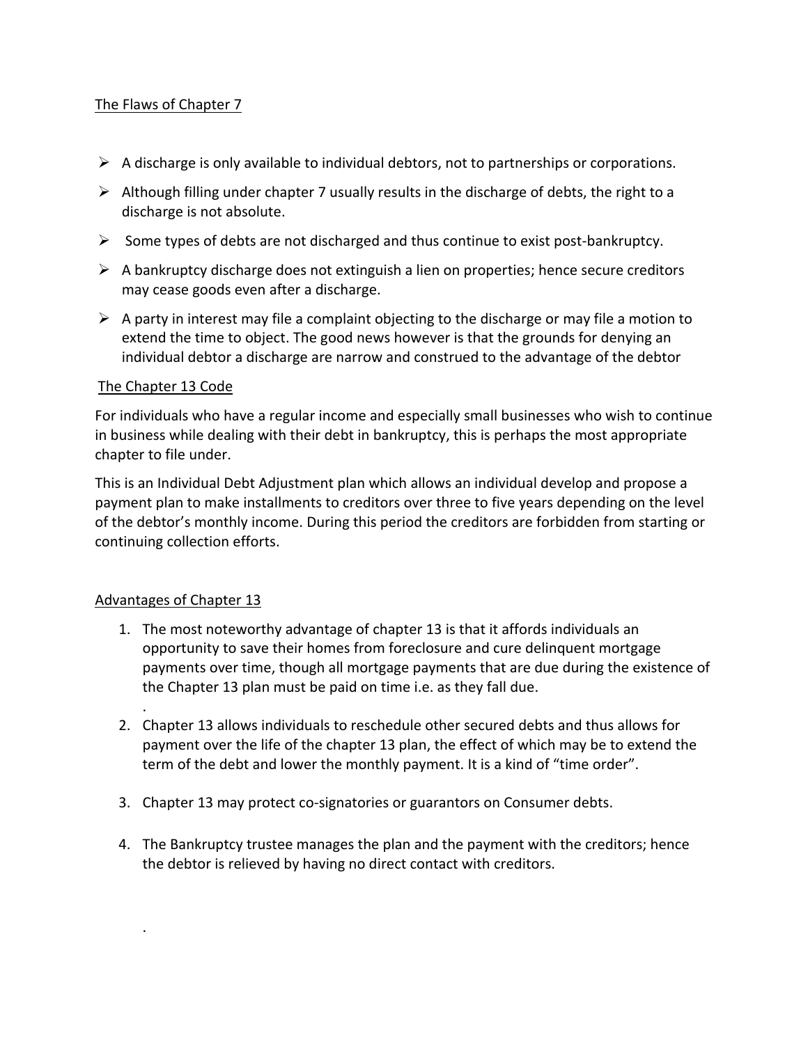The Flaws of Chapter 7

- A discharge is only available to individual debtors, not to partnerships or corporations.
- Although filling under chapter 7 usually results in the discharge of debts, the right to a discharge is not absolute.
- Some types of debts are not discharged and thus continue to exist post-bankruptcy.
- A bankruptcy discharge does not extinguish a lien on properties; hence secure creditors may cease goods even after a discharge.
- A party in interest may file a complaint objecting to the discharge or may file a motion to extend the time to object. The good news however is that the grounds for denying an individual debtor a discharge are narrow and construed to the advantage of the debtor

The Chapter 13 Code

For individuals who have a regular income and especially small businesses who wish to continue in business while dealing with their debt in bankruptcy, this is perhaps the most appropriate chapter to file under.

This is an Individual Debt Adjustment plan which allows an individual develop and propose a payment plan to make installments to creditors over three to five years depending on the level of the debtor's monthly income. During this period the creditors are forbidden from starting or continuing collection efforts.

Advantages of Chapter 13

1. The most noteworthy advantage of chapter 13 is that it affords individuals an opportunity to save their homes from foreclosure and cure delinquent mortgage payments over time, though all mortgage payments that are due during the existence of the Chapter 13 plan must be paid on time i.e. as they fall due.
   .
2. Chapter 13 allows individuals to reschedule other secured debts and thus allows for payment over the life of the chapter 13 plan, the effect of which may be to extend the term of the debt and lower the monthly payment. It is a kind of "time order".
3. Chapter 13 may protect co-signatories or guarantors on Consumer debts.
4. The Bankruptcy trustee manages the plan and the payment with the creditors; hence the debtor is relieved by having no direct contact with creditors.

.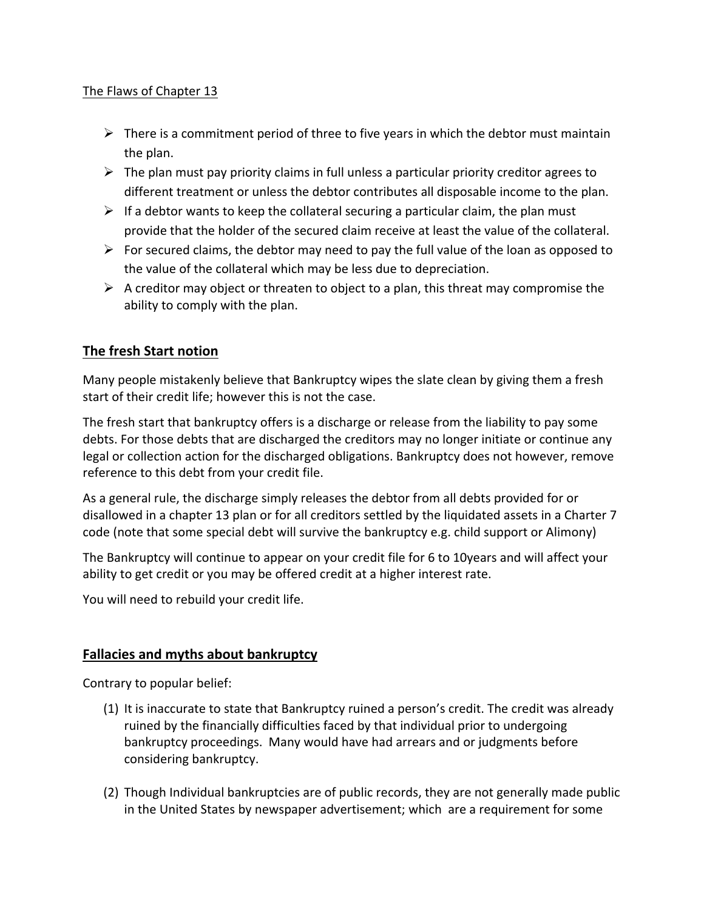The Flaws of Chapter 13

- There is a commitment period of three to five years in which the debtor must maintain the plan.
- The plan must pay priority claims in full unless a particular priority creditor agrees to different treatment or unless the debtor contributes all disposable income to the plan.
- If a debtor wants to keep the collateral securing a particular claim, the plan must provide that the holder of the secured claim receive at least the value of the collateral.
- For secured claims, the debtor may need to pay the full value of the loan as opposed to the value of the collateral which may be less due to depreciation.
- A creditor may object or threaten to object to a plan, this threat may compromise the ability to comply with the plan.

## The fresh Start notion

Many people mistakenly believe that Bankruptcy wipes the slate clean by giving them a fresh start of their credit life; however this is not the case.

The fresh start that bankruptcy offers is a discharge or release from the liability to pay some debts. For those debts that are discharged the creditors may no longer initiate or continue any legal or collection action for the discharged obligations. Bankruptcy does not however, remove reference to this debt from your credit file.

As a general rule, the discharge simply releases the debtor from all debts provided for or disallowed in a chapter 13 plan or for all creditors settled by the liquidated assets in a Charter 7 code (note that some special debt will survive the bankruptcy e.g. child support or Alimony)

The Bankruptcy will continue to appear on your credit file for 6 to 10years and will affect your ability to get credit or you may be offered credit at a higher interest rate.

You will need to rebuild your credit life.

## Fallacies and myths about bankruptcy

Contrary to popular belief:

(1) It is inaccurate to state that Bankruptcy ruined a person's credit. The credit was already ruined by the financially difficulties faced by that individual prior to undergoing bankruptcy proceedings. Many would have had arrears and or judgments before considering bankruptcy.

(2) Though Individual bankruptcies are of public records, they are not generally made public in the United States by newspaper advertisement; which are a requirement for some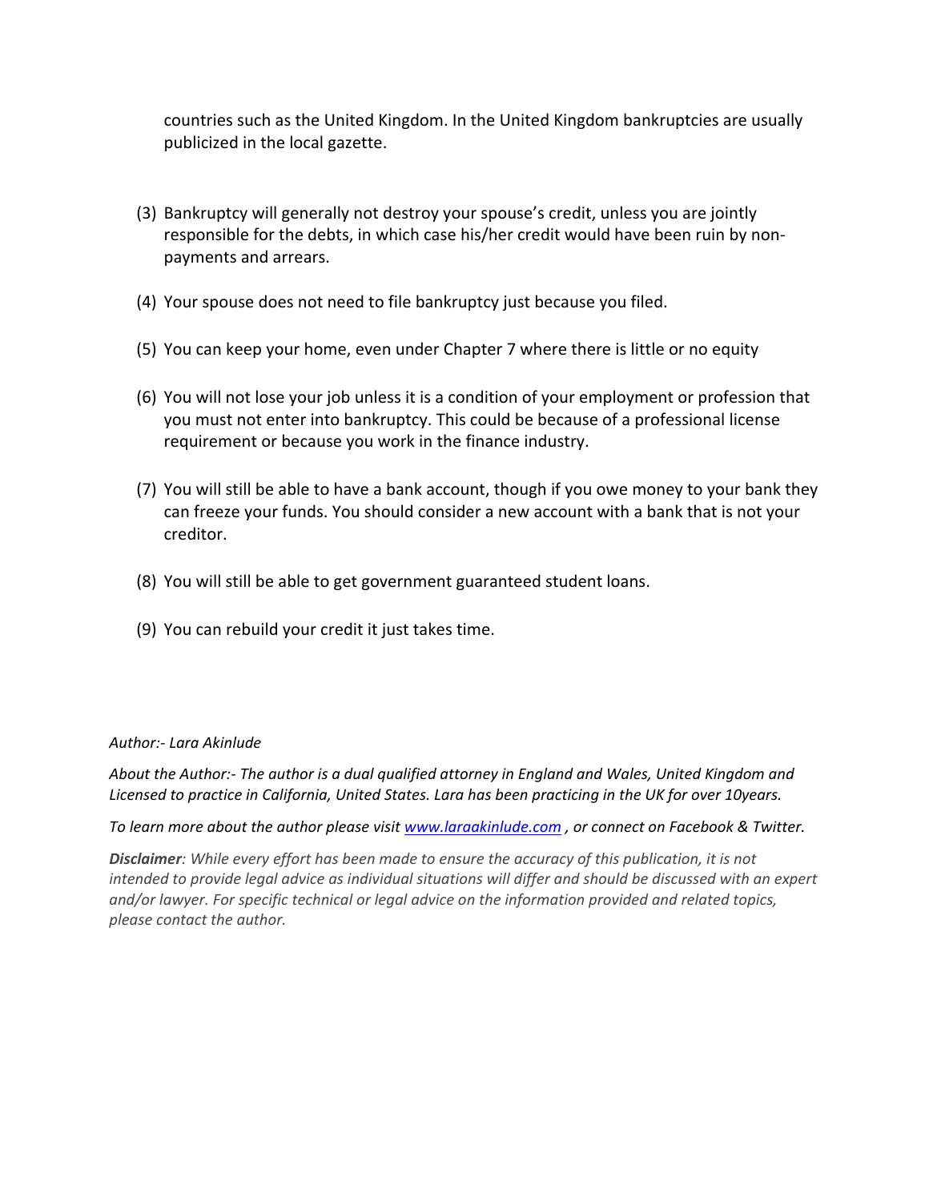countries such as the United Kingdom. In the United Kingdom bankruptcies are usually publicized in the local gazette.

(3) Bankruptcy will generally not destroy your spouse's credit, unless you are jointly responsible for the debts, in which case his/her credit would have been ruin by non-payments and arrears.

(4) Your spouse does not need to file bankruptcy just because you filed.

(5) You can keep your home, even under Chapter 7 where there is little or no equity

(6) You will not lose your job unless it is a condition of your employment or profession that you must not enter into bankruptcy. This could be because of a professional license requirement or because you work in the finance industry.

(7) You will still be able to have a bank account, though if you owe money to your bank they can freeze your funds. You should consider a new account with a bank that is not your creditor.

(8) You will still be able to get government guaranteed student loans.

(9) You can rebuild your credit it just takes time.

*Author:- Lara Akinlude*

*About the Author:- The author is a dual qualified attorney in England and Wales, United Kingdom and Licensed to practice in California, United States. Lara has been practicing in the UK for over 10years.*

*To learn more about the author please visit [www.laraakinlude.com](http://www.laraakinlude.com) , or connect on Facebook & Twitter.*

***Disclaimer**: While every effort has been made to ensure the accuracy of this publication, it is not intended to provide legal advice as individual situations will differ and should be discussed with an expert and/or lawyer. For specific technical or legal advice on the information provided and related topics, please contact the author.*